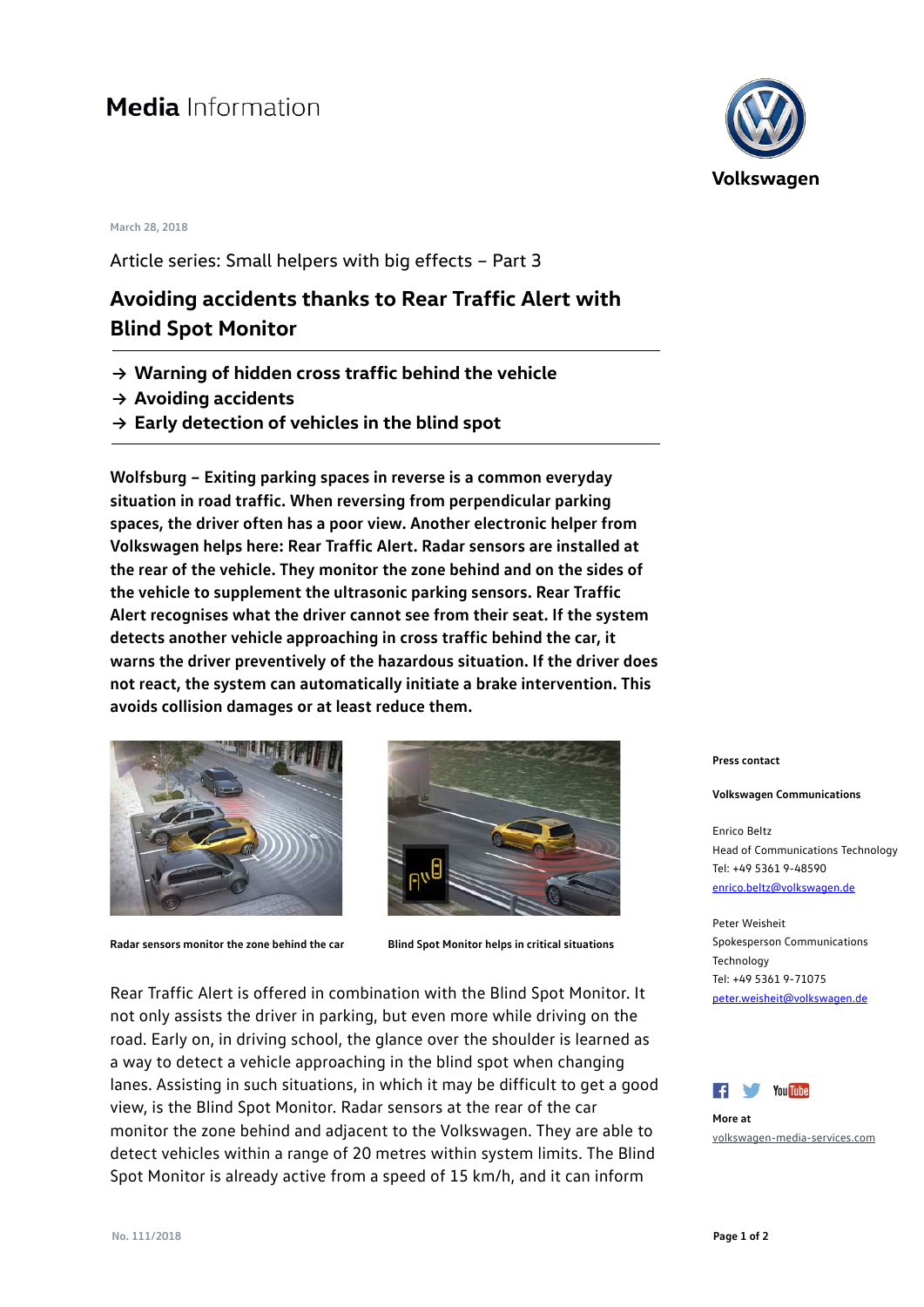# Media Information

Volkswagen

March 28, 2018

Article series: Small helpers with big effects – Part 3

## Avoiding accidents thanks to Rear Traffic Alert with Blind Spot Monitor

- → **Warning of hidden cross traffic behind the vehicle**
- → **Avoiding accidents**
- → **Early detection of vehicles in the blind spot**

**Wolfsburg – Exiting parking spaces in reverse is a common everyday situation in road traffic. When reversing from perpendicular parking spaces, the driver often has a poor view. Another electronic helper from Volkswagen helps here: Rear Traffic Alert. Radar sensors are installed at the rear of the vehicle. They monitor the zone behind and on the sides of the vehicle to supplement the ultrasonic parking sensors. Rear Traffic Alert recognises what the driver cannot see from their seat. If the system detects another vehicle approaching in cross traffic behind the car, it warns the driver preventively of the hazardous situation. If the driver does not react, the system can automatically initiate a brake intervention. This avoids collision damages or at least reduce them.**

**Radar sensors monitor the zone behind the car**

**Blind Spot Monitor helps in critical situations**

Rear Traffic Alert is offered in combination with the Blind Spot Monitor. It not only assists the driver in parking, but even more while driving on the road. Early on, in driving school, the glance over the shoulder is learned as a way to detect a vehicle approaching in the blind spot when changing lanes. Assisting in such situations, in which it may be difficult to get a good view, is the Blind Spot Monitor. Radar sensors at the rear of the car monitor the zone behind and adjacent to the Volkswagen. They are able to detect vehicles within a range of 20 metres within system limits. The Blind Spot Monitor is already active from a speed of 15 km/h, and it can inform

**Press contact**

**Volkswagen Communications**

Enrico Beltz
Head of Communications Technology
Tel: +49 5361 9-48590
enrico.beltz@volkswagen.de

Peter Weisheit
Spokesperson Communications Technology
Tel: +49 5361 9-71075
peter.weisheit@volkswagen.de

**More at**
volkswagen-media-services.com

No. 111/2018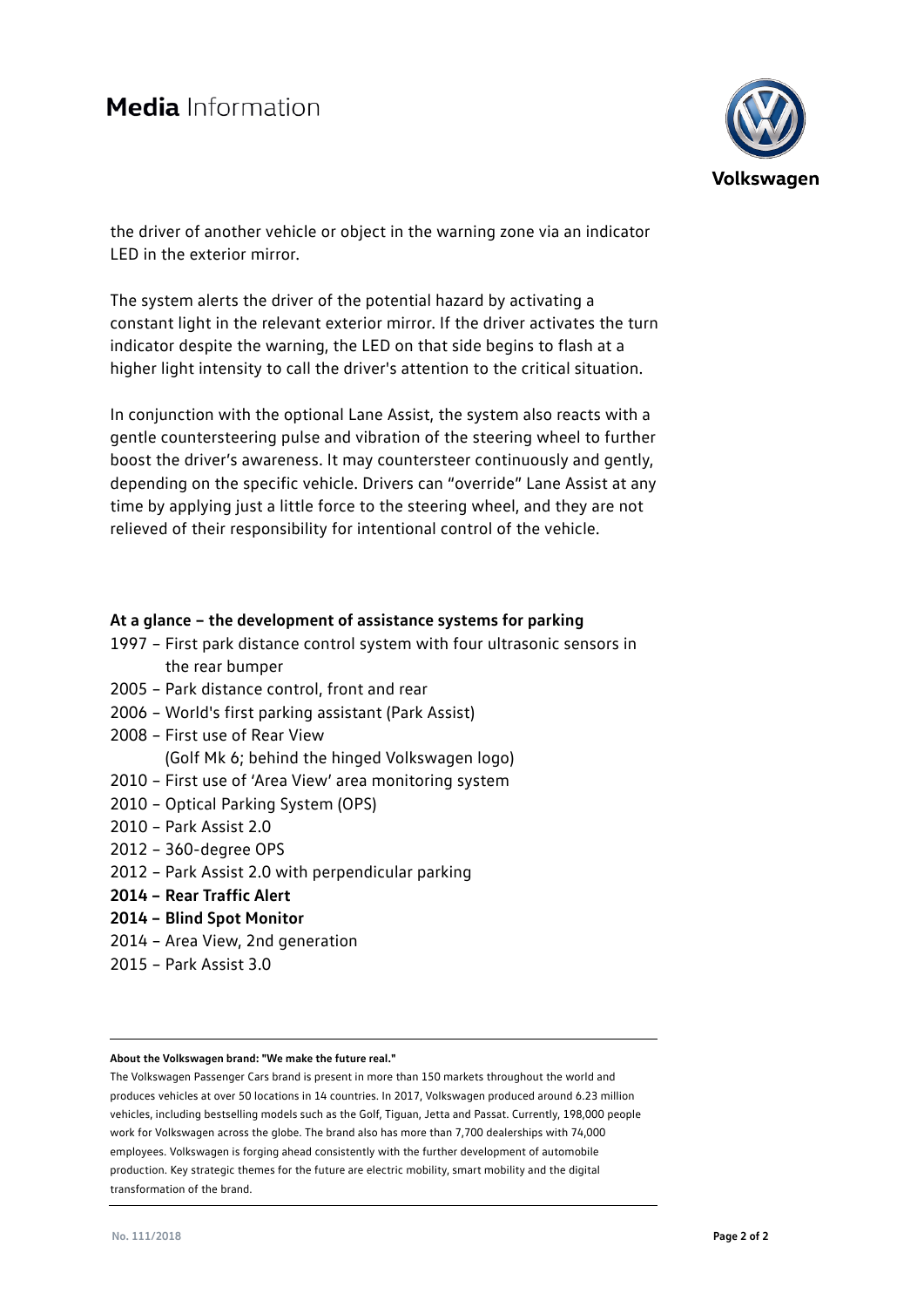the driver of another vehicle or object in the warning zone via an indicator LED in the exterior mirror.

The system alerts the driver of the potential hazard by activating a constant light in the relevant exterior mirror. If the driver activates the turn indicator despite the warning, the LED on that side begins to flash at a higher light intensity to call the driver's attention to the critical situation.

In conjunction with the optional Lane Assist, the system also reacts with a gentle countersteering pulse and vibration of the steering wheel to further boost the driver's awareness. It may countersteer continuously and gently, depending on the specific vehicle. Drivers can "override" Lane Assist at any time by applying just a little force to the steering wheel, and they are not relieved of their responsibility for intentional control of the vehicle.

**At a glance – the development of assistance systems for parking**

1997 – First park distance control system with four ultrasonic sensors in the rear bumper
2005 – Park distance control, front and rear
2006 – World's first parking assistant (Park Assist)
2008 – First use of Rear View (Golf Mk 6; behind the hinged Volkswagen logo)
2010 – First use of 'Area View' area monitoring system
2010 – Optical Parking System (OPS)
2010 – Park Assist 2.0
2012 – 360-degree OPS
2012 – Park Assist 2.0 with perpendicular parking
**2014 – Rear Traffic Alert**
**2014 – Blind Spot Monitor**
2014 – Area View, 2nd generation
2015 – Park Assist 3.0

---

**About the Volkswagen brand: "We make the future real."**

The Volkswagen Passenger Cars brand is present in more than 150 markets throughout the world and produces vehicles at over 50 locations in 14 countries. In 2017, Volkswagen produced around 6.23 million vehicles, including bestselling models such as the Golf, Tiguan, Jetta and Passat. Currently, 198,000 people work for Volkswagen across the globe. The brand also has more than 7,700 dealerships with 74,000 employees. Volkswagen is forging ahead consistently with the further development of automobile production. Key strategic themes for the future are electric mobility, smart mobility and the digital transformation of the brand.

---

No. 111/2018